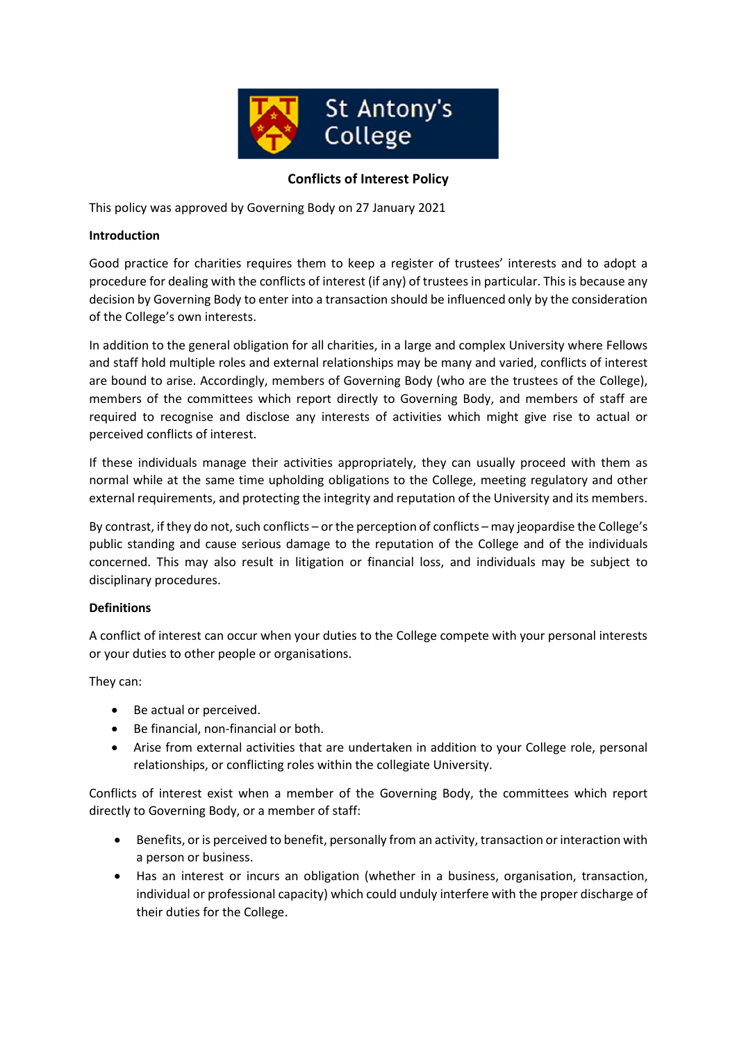St Antony's College

# Conflicts of Interest Policy

This policy was approved by Governing Body on 27 January 2021

**Introduction**

Good practice for charities requires them to keep a register of trustees' interests and to adopt a procedure for dealing with the conflicts of interest (if any) of trustees in particular. This is because any decision by Governing Body to enter into a transaction should be influenced only by the consideration of the College's own interests.

In addition to the general obligation for all charities, in a large and complex University where Fellows and staff hold multiple roles and external relationships may be many and varied, conflicts of interest are bound to arise. Accordingly, members of Governing Body (who are the trustees of the College), members of the committees which report directly to Governing Body, and members of staff are required to recognise and disclose any interests of activities which might give rise to actual or perceived conflicts of interest.

If these individuals manage their activities appropriately, they can usually proceed with them as normal while at the same time upholding obligations to the College, meeting regulatory and other external requirements, and protecting the integrity and reputation of the University and its members.

By contrast, if they do not, such conflicts – or the perception of conflicts – may jeopardise the College's public standing and cause serious damage to the reputation of the College and of the individuals concerned. This may also result in litigation or financial loss, and individuals may be subject to disciplinary procedures.

**Definitions**

A conflict of interest can occur when your duties to the College compete with your personal interests or your duties to other people or organisations.

They can:

- Be actual or perceived.
- Be financial, non-financial or both.
- Arise from external activities that are undertaken in addition to your College role, personal relationships, or conflicting roles within the collegiate University.

Conflicts of interest exist when a member of the Governing Body, the committees which report directly to Governing Body, or a member of staff:

- Benefits, or is perceived to benefit, personally from an activity, transaction or interaction with a person or business.
- Has an interest or incurs an obligation (whether in a business, organisation, transaction, individual or professional capacity) which could unduly interfere with the proper discharge of their duties for the College.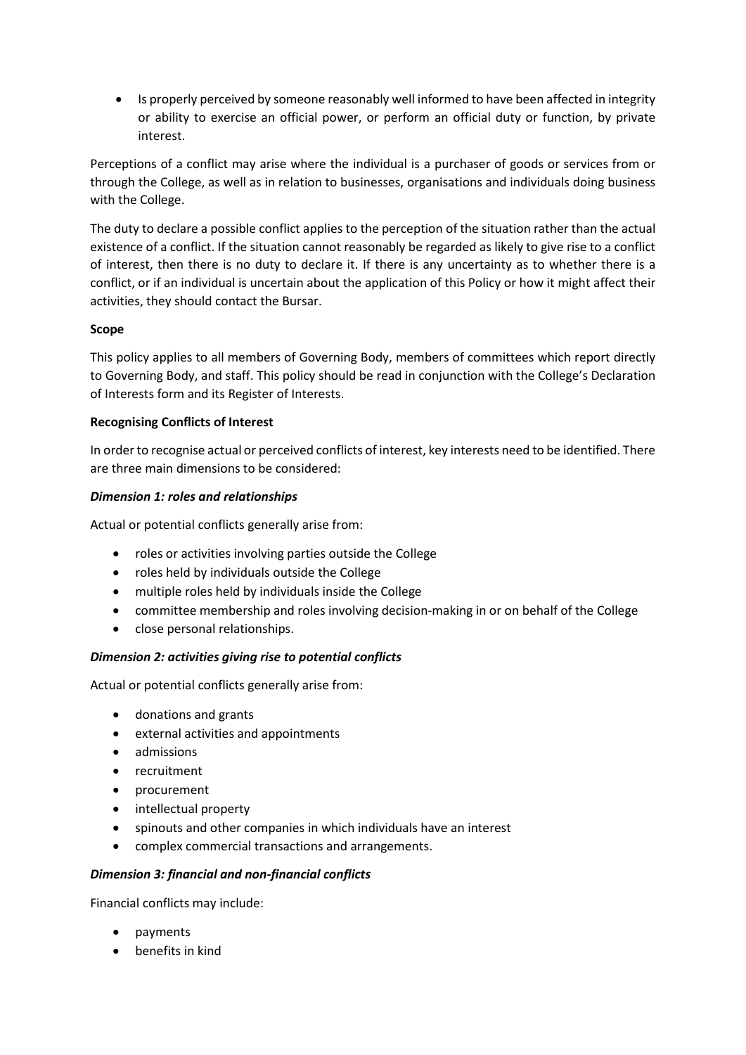- Is properly perceived by someone reasonably well informed to have been affected in integrity or ability to exercise an official power, or perform an official duty or function, by private interest.

Perceptions of a conflict may arise where the individual is a purchaser of goods or services from or through the College, as well as in relation to businesses, organisations and individuals doing business with the College.

The duty to declare a possible conflict applies to the perception of the situation rather than the actual existence of a conflict. If the situation cannot reasonably be regarded as likely to give rise to a conflict of interest, then there is no duty to declare it. If there is any uncertainty as to whether there is a conflict, or if an individual is uncertain about the application of this Policy or how it might affect their activities, they should contact the Bursar.

**Scope**

This policy applies to all members of Governing Body, members of committees which report directly to Governing Body, and staff. This policy should be read in conjunction with the College's Declaration of Interests form and its Register of Interests.

**Recognising Conflicts of Interest**

In order to recognise actual or perceived conflicts of interest, key interests need to be identified. There are three main dimensions to be considered:

***Dimension 1: roles and relationships***

Actual or potential conflicts generally arise from:

- roles or activities involving parties outside the College
- roles held by individuals outside the College
- multiple roles held by individuals inside the College
- committee membership and roles involving decision-making in or on behalf of the College
- close personal relationships.

***Dimension 2: activities giving rise to potential conflicts***

Actual or potential conflicts generally arise from:

- donations and grants
- external activities and appointments
- admissions
- recruitment
- procurement
- intellectual property
- spinouts and other companies in which individuals have an interest
- complex commercial transactions and arrangements.

***Dimension 3: financial and non-financial conflicts***

Financial conflicts may include:

- payments
- benefits in kind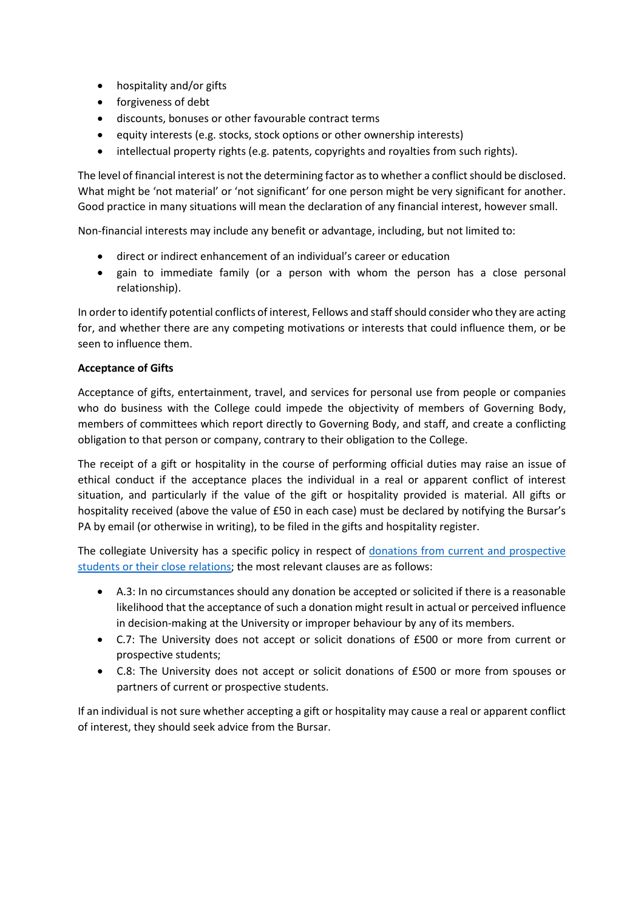- hospitality and/or gifts
- forgiveness of debt
- discounts, bonuses or other favourable contract terms
- equity interests (e.g. stocks, stock options or other ownership interests)
- intellectual property rights (e.g. patents, copyrights and royalties from such rights).

The level of financial interest is not the determining factor as to whether a conflict should be disclosed. What might be 'not material' or 'not significant' for one person might be very significant for another. Good practice in many situations will mean the declaration of any financial interest, however small.

Non-financial interests may include any benefit or advantage, including, but not limited to:

- direct or indirect enhancement of an individual's career or education
- gain to immediate family (or a person with whom the person has a close personal relationship).

In order to identify potential conflicts of interest, Fellows and staff should consider who they are acting for, and whether there are any competing motivations or interests that could influence them, or be seen to influence them.

**Acceptance of Gifts**

Acceptance of gifts, entertainment, travel, and services for personal use from people or companies who do business with the College could impede the objectivity of members of Governing Body, members of committees which report directly to Governing Body, and staff, and create a conflicting obligation to that person or company, contrary to their obligation to the College.

The receipt of a gift or hospitality in the course of performing official duties may raise an issue of ethical conduct if the acceptance places the individual in a real or apparent conflict of interest situation, and particularly if the value of the gift or hospitality provided is material. All gifts or hospitality received (above the value of £50 in each case) must be declared by notifying the Bursar's PA by email (or otherwise in writing), to be filed in the gifts and hospitality register.

The collegiate University has a specific policy in respect of donations from current and prospective students or their close relations; the most relevant clauses are as follows:

- A.3: In no circumstances should any donation be accepted or solicited if there is a reasonable likelihood that the acceptance of such a donation might result in actual or perceived influence in decision-making at the University or improper behaviour by any of its members.
- C.7: The University does not accept or solicit donations of £500 or more from current or prospective students;
- C.8: The University does not accept or solicit donations of £500 or more from spouses or partners of current or prospective students.

If an individual is not sure whether accepting a gift or hospitality may cause a real or apparent conflict of interest, they should seek advice from the Bursar.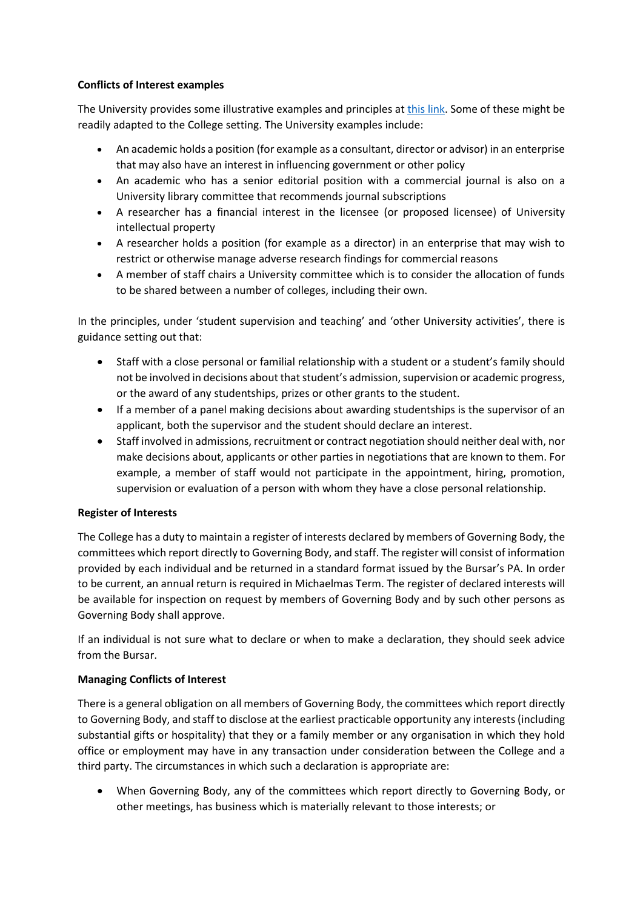**Conflicts of Interest examples**

The University provides some illustrative examples and principles at [this link](). Some of these might be readily adapted to the College setting. The University examples include:

- An academic holds a position (for example as a consultant, director or advisor) in an enterprise that may also have an interest in influencing government or other policy
- An academic who has a senior editorial position with a commercial journal is also on a University library committee that recommends journal subscriptions
- A researcher has a financial interest in the licensee (or proposed licensee) of University intellectual property
- A researcher holds a position (for example as a director) in an enterprise that may wish to restrict or otherwise manage adverse research findings for commercial reasons
- A member of staff chairs a University committee which is to consider the allocation of funds to be shared between a number of colleges, including their own.

In the principles, under 'student supervision and teaching' and 'other University activities', there is guidance setting out that:

- Staff with a close personal or familial relationship with a student or a student's family should not be involved in decisions about that student's admission, supervision or academic progress, or the award of any studentships, prizes or other grants to the student.
- If a member of a panel making decisions about awarding studentships is the supervisor of an applicant, both the supervisor and the student should declare an interest.
- Staff involved in admissions, recruitment or contract negotiation should neither deal with, nor make decisions about, applicants or other parties in negotiations that are known to them. For example, a member of staff would not participate in the appointment, hiring, promotion, supervision or evaluation of a person with whom they have a close personal relationship.

**Register of Interests**

The College has a duty to maintain a register of interests declared by members of Governing Body, the committees which report directly to Governing Body, and staff. The register will consist of information provided by each individual and be returned in a standard format issued by the Bursar's PA. In order to be current, an annual return is required in Michaelmas Term. The register of declared interests will be available for inspection on request by members of Governing Body and by such other persons as Governing Body shall approve.

If an individual is not sure what to declare or when to make a declaration, they should seek advice from the Bursar.

**Managing Conflicts of Interest**

There is a general obligation on all members of Governing Body, the committees which report directly to Governing Body, and staff to disclose at the earliest practicable opportunity any interests (including substantial gifts or hospitality) that they or a family member or any organisation in which they hold office or employment may have in any transaction under consideration between the College and a third party. The circumstances in which such a declaration is appropriate are:

- When Governing Body, any of the committees which report directly to Governing Body, or other meetings, has business which is materially relevant to those interests; or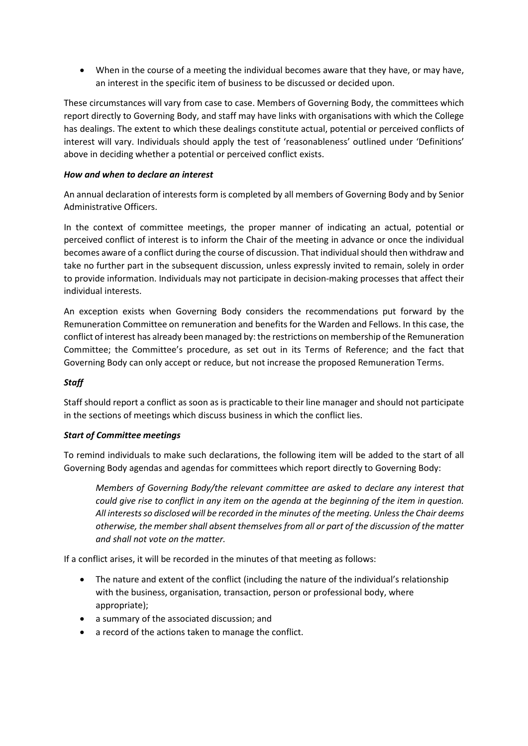- When in the course of a meeting the individual becomes aware that they have, or may have, an interest in the specific item of business to be discussed or decided upon.

These circumstances will vary from case to case. Members of Governing Body, the committees which report directly to Governing Body, and staff may have links with organisations with which the College has dealings. The extent to which these dealings constitute actual, potential or perceived conflicts of interest will vary. Individuals should apply the test of 'reasonableness' outlined under 'Definitions' above in deciding whether a potential or perceived conflict exists.

***How and when to declare an interest***

An annual declaration of interests form is completed by all members of Governing Body and by Senior Administrative Officers.

In the context of committee meetings, the proper manner of indicating an actual, potential or perceived conflict of interest is to inform the Chair of the meeting in advance or once the individual becomes aware of a conflict during the course of discussion. That individual should then withdraw and take no further part in the subsequent discussion, unless expressly invited to remain, solely in order to provide information. Individuals may not participate in decision-making processes that affect their individual interests.

An exception exists when Governing Body considers the recommendations put forward by the Remuneration Committee on remuneration and benefits for the Warden and Fellows. In this case, the conflict of interest has already been managed by: the restrictions on membership of the Remuneration Committee; the Committee's procedure, as set out in its Terms of Reference; and the fact that Governing Body can only accept or reduce, but not increase the proposed Remuneration Terms.

***Staff***

Staff should report a conflict as soon as is practicable to their line manager and should not participate in the sections of meetings which discuss business in which the conflict lies.

***Start of Committee meetings***

To remind individuals to make such declarations, the following item will be added to the start of all Governing Body agendas and agendas for committees which report directly to Governing Body:

> *Members of Governing Body/the relevant committee are asked to declare any interest that could give rise to conflict in any item on the agenda at the beginning of the item in question. All interests so disclosed will be recorded in the minutes of the meeting. Unless the Chair deems otherwise, the member shall absent themselves from all or part of the discussion of the matter and shall not vote on the matter.*

If a conflict arises, it will be recorded in the minutes of that meeting as follows:

- The nature and extent of the conflict (including the nature of the individual's relationship with the business, organisation, transaction, person or professional body, where appropriate);
- a summary of the associated discussion; and
- a record of the actions taken to manage the conflict.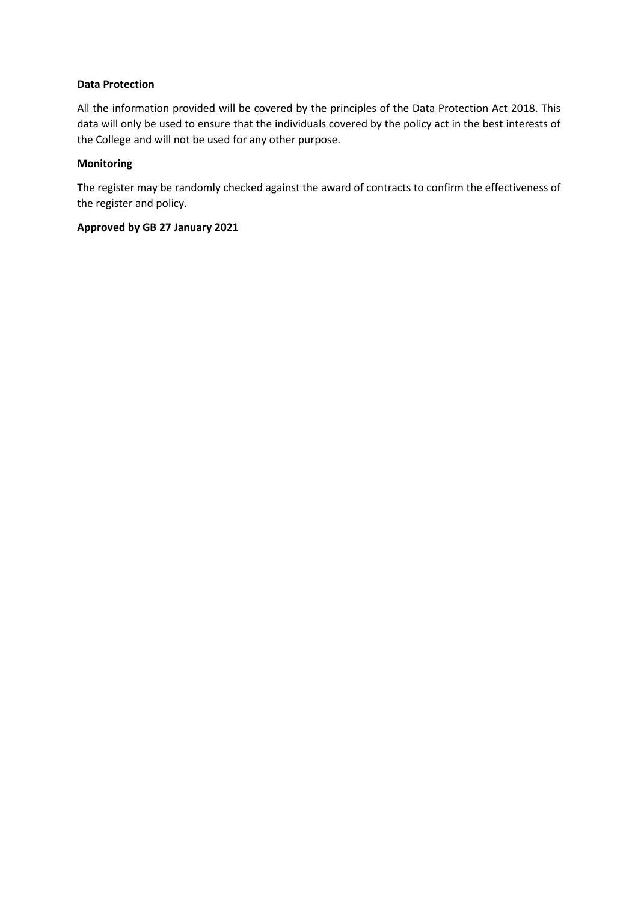**Data Protection**

All the information provided will be covered by the principles of the Data Protection Act 2018. This data will only be used to ensure that the individuals covered by the policy act in the best interests of the College and will not be used for any other purpose.

**Monitoring**

The register may be randomly checked against the award of contracts to confirm the effectiveness of the register and policy.

**Approved by GB 27 January 2021**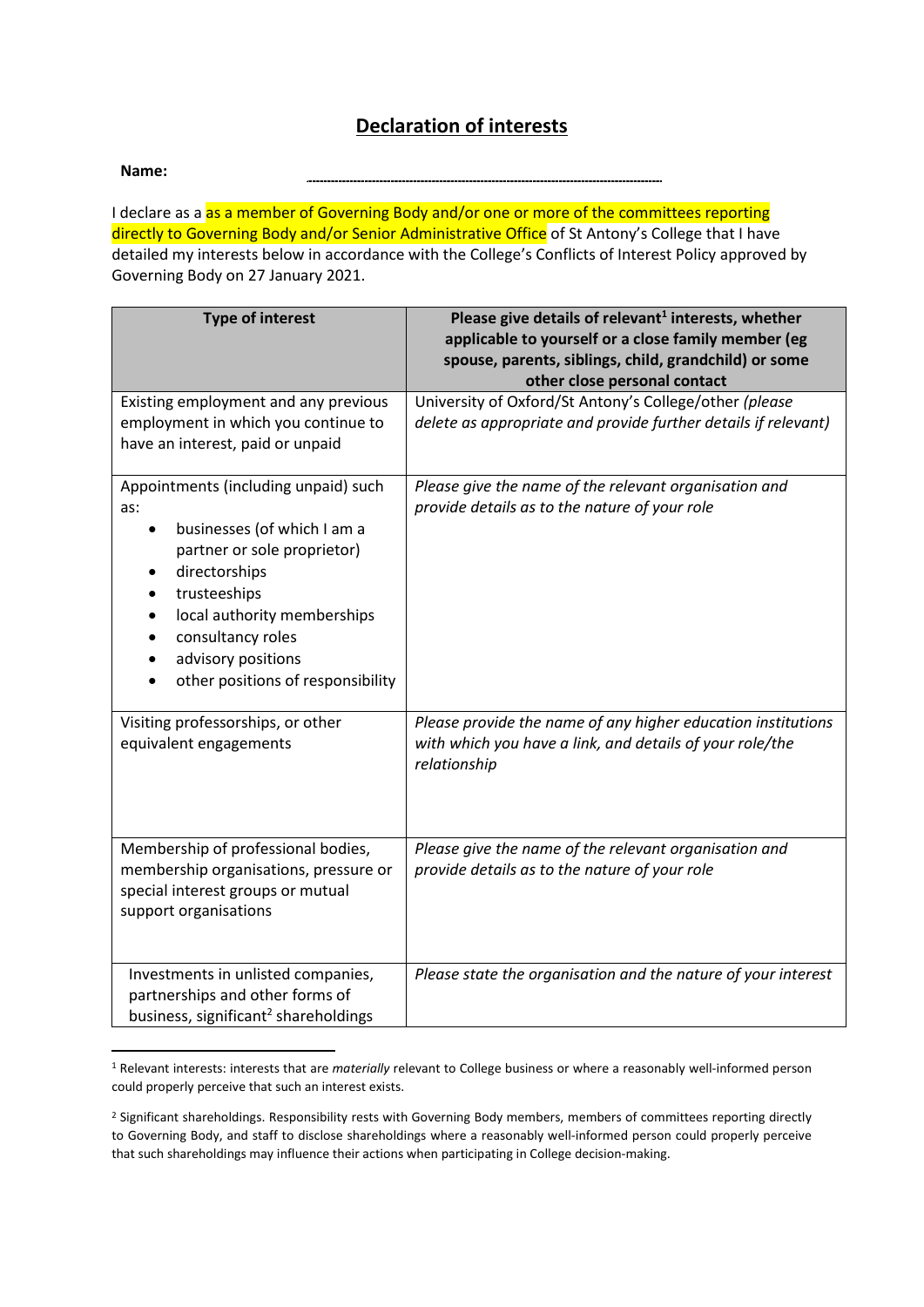# Declaration of interests

**Name:** ..........................................................................................................

I declare as a as a member of Governing Body and/or one or more of the committees reporting directly to Governing Body and/or Senior Administrative Office of St Antony's College that I have detailed my interests below in accordance with the College's Conflicts of Interest Policy approved by Governing Body on 27 January 2021.

| Type of interest | Please give details of relevant[1] interests, whether applicable to yourself or a close family member (eg spouse, parents, siblings, child, grandchild) or some other close personal contact |
|---|---|
| Existing employment and any previous employment in which you continue to have an interest, paid or unpaid | University of Oxford/St Antony's College/other *(please delete as appropriate and provide further details if relevant)* |
| Appointments (including unpaid) such as:<br>• businesses (of which I am a partner or sole proprietor)<br>• directorships<br>• trusteeships<br>• local authority memberships<br>• consultancy roles<br>• advisory positions<br>• other positions of responsibility | *Please give the name of the relevant organisation and provide details as to the nature of your role* |
| Visiting professorships, or other equivalent engagements | *Please provide the name of any higher education institutions with which you have a link, and details of your role/the relationship* |
| Membership of professional bodies, membership organisations, pressure or special interest groups or mutual support organisations | *Please give the name of the relevant organisation and provide details as to the nature of your role* |
| Investments in unlisted companies, partnerships and other forms of business, significant[2] shareholdings | *Please state the organisation and the nature of your interest* |

[1] Relevant interests: interests that are *materially* relevant to College business or where a reasonably well-informed person could properly perceive that such an interest exists.

[2] Significant shareholdings. Responsibility rests with Governing Body members, members of committees reporting directly to Governing Body, and staff to disclose shareholdings where a reasonably well-informed person could properly perceive that such shareholdings may influence their actions when participating in College decision-making.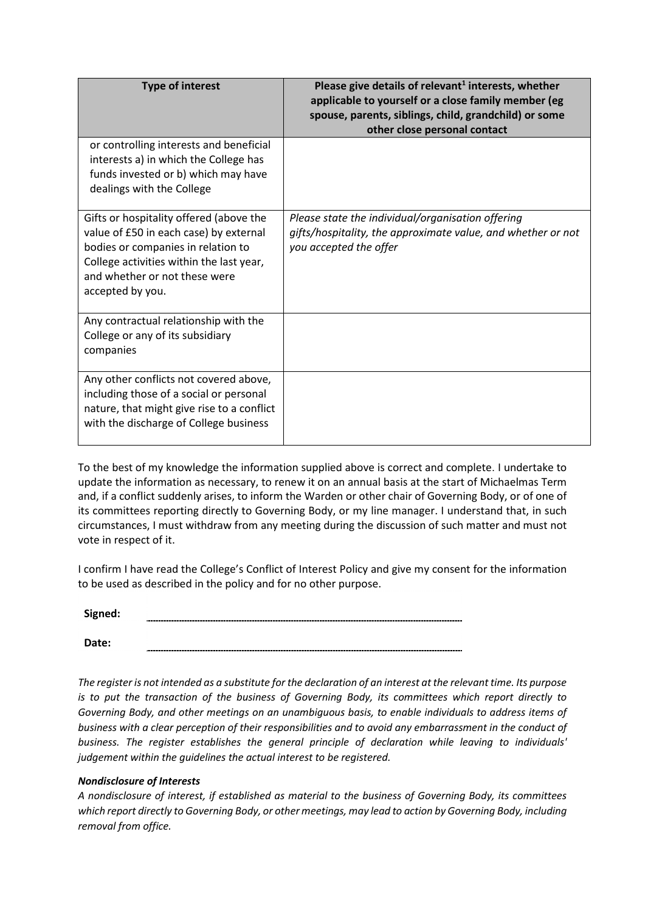| Type of interest | Please give details of relevant[1] interests, whether applicable to yourself or a close family member (eg spouse, parents, siblings, child, grandchild) or some other close personal contact |
|---|---|
| or controlling interests and beneficial interests a) in which the College has funds invested or b) which may have dealings with the College | |
| Gifts or hospitality offered (above the value of £50 in each case) by external bodies or companies in relation to College activities within the last year, and whether or not these were accepted by you. | *Please state the individual/organisation offering gifts/hospitality, the approximate value, and whether or not you accepted the offer* |
| Any contractual relationship with the College or any of its subsidiary companies | |
| Any other conflicts not covered above, including those of a social or personal nature, that might give rise to a conflict with the discharge of College business | |

To the best of my knowledge the information supplied above is correct and complete. I undertake to update the information as necessary, to renew it on an annual basis at the start of Michaelmas Term and, if a conflict suddenly arises, to inform the Warden or other chair of Governing Body, or of one of its committees reporting directly to Governing Body, or my line manager. I understand that, in such circumstances, I must withdraw from any meeting during the discussion of such matter and must not vote in respect of it.

I confirm I have read the College's Conflict of Interest Policy and give my consent for the information to be used as described in the policy and for no other purpose.

**Signed:** ..........................................................................

**Date:** ..........................................................................

*The register is not intended as a substitute for the declaration of an interest at the relevant time. Its purpose is to put the transaction of the business of Governing Body, its committees which report directly to Governing Body, and other meetings on an unambiguous basis, to enable individuals to address items of business with a clear perception of their responsibilities and to avoid any embarrassment in the conduct of business. The register establishes the general principle of declaration while leaving to individuals' judgement within the guidelines the actual interest to be registered.*

***Nondisclosure of Interests***

*A nondisclosure of interest, if established as material to the business of Governing Body, its committees which report directly to Governing Body, or other meetings, may lead to action by Governing Body, including removal from office.*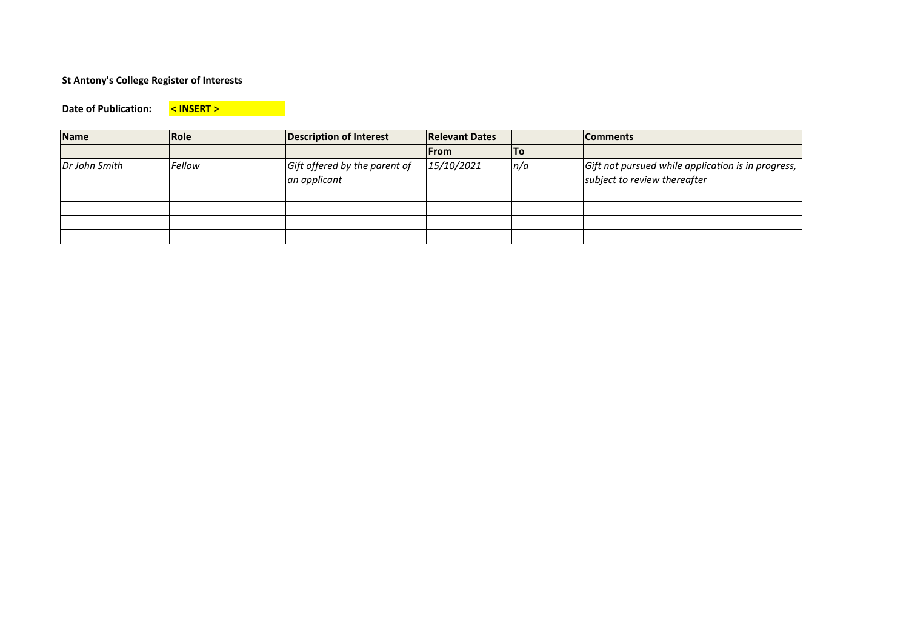**St Antony's College Register of Interests**

**Date of Publication:** **< INSERT >**

| Name | Role | Description of Interest | Relevant Dates | | Comments |
|---|---|---|---|---|---|
| | | | From | To | |
| *Dr John Smith* | *Fellow* | *Gift offered by the parent of an applicant* | *15/10/2021* | *n/a* | *Gift not pursued while application is in progress, subject to review thereafter* |
| | | | | | |
| | | | | | |
| | | | | | |
| | | | | | |